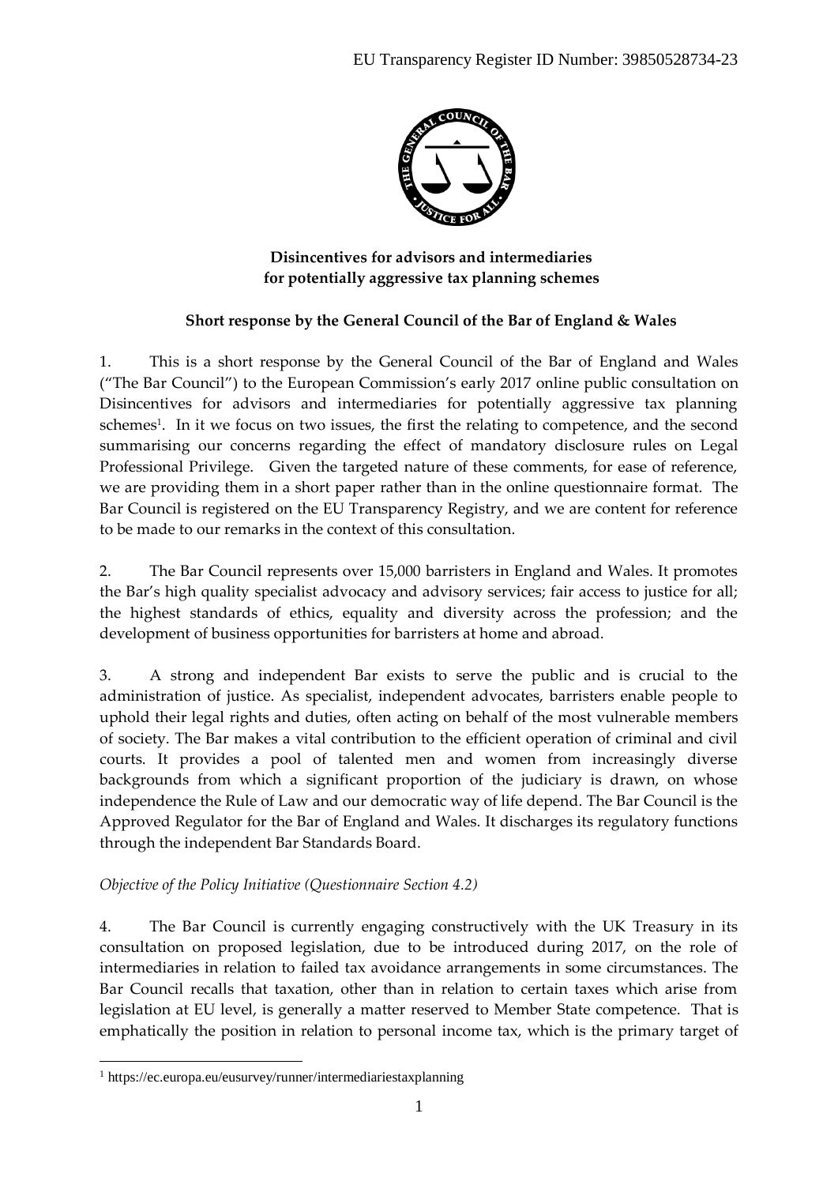EU Transparency Register ID Number: 39850528734-23

**Disincentives for advisors and intermediaries for potentially aggressive tax planning schemes**

**Short response by the General Council of the Bar of England & Wales**

1. This is a short response by the General Council of the Bar of England and Wales ("The Bar Council") to the European Commission's early 2017 online public consultation on Disincentives for advisors and intermediaries for potentially aggressive tax planning schemes[1]. In it we focus on two issues, the first the relating to competence, and the second summarising our concerns regarding the effect of mandatory disclosure rules on Legal Professional Privilege. Given the targeted nature of these comments, for ease of reference, we are providing them in a short paper rather than in the online questionnaire format. The Bar Council is registered on the EU Transparency Registry, and we are content for reference to be made to our remarks in the context of this consultation.

2. The Bar Council represents over 15,000 barristers in England and Wales. It promotes the Bar's high quality specialist advocacy and advisory services; fair access to justice for all; the highest standards of ethics, equality and diversity across the profession; and the development of business opportunities for barristers at home and abroad.

3. A strong and independent Bar exists to serve the public and is crucial to the administration of justice. As specialist, independent advocates, barristers enable people to uphold their legal rights and duties, often acting on behalf of the most vulnerable members of society. The Bar makes a vital contribution to the efficient operation of criminal and civil courts. It provides a pool of talented men and women from increasingly diverse backgrounds from which a significant proportion of the judiciary is drawn, on whose independence the Rule of Law and our democratic way of life depend. The Bar Council is the Approved Regulator for the Bar of England and Wales. It discharges its regulatory functions through the independent Bar Standards Board.

*Objective of the Policy Initiative (Questionnaire Section 4.2)*

4. The Bar Council is currently engaging constructively with the UK Treasury in its consultation on proposed legislation, due to be introduced during 2017, on the role of intermediaries in relation to failed tax avoidance arrangements in some circumstances. The Bar Council recalls that taxation, other than in relation to certain taxes which arise from legislation at EU level, is generally a matter reserved to Member State competence. That is emphatically the position in relation to personal income tax, which is the primary target of

[1] https://ec.europa.eu/eusurvey/runner/intermediariestaxplanning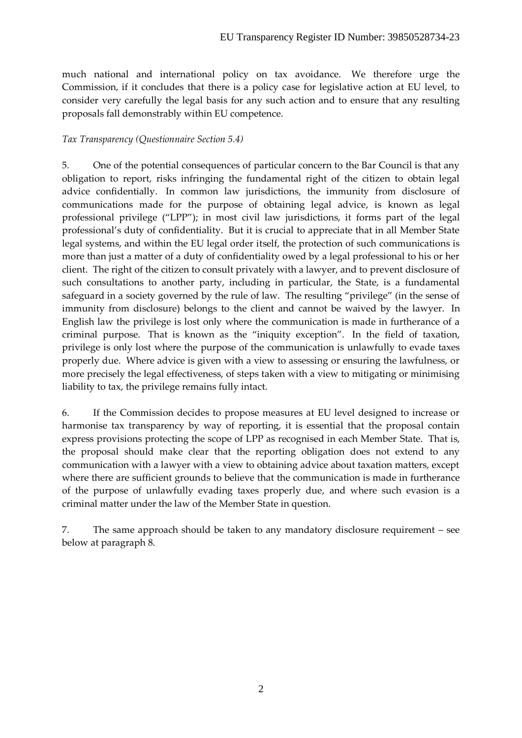much national and international policy on tax avoidance. We therefore urge the Commission, if it concludes that there is a policy case for legislative action at EU level, to consider very carefully the legal basis for any such action and to ensure that any resulting proposals fall demonstrably within EU competence.

*Tax Transparency (Questionnaire Section 5.4)*

5. One of the potential consequences of particular concern to the Bar Council is that any obligation to report, risks infringing the fundamental right of the citizen to obtain legal advice confidentially. In common law jurisdictions, the immunity from disclosure of communications made for the purpose of obtaining legal advice, is known as legal professional privilege ("LPP"); in most civil law jurisdictions, it forms part of the legal professional's duty of confidentiality. But it is crucial to appreciate that in all Member State legal systems, and within the EU legal order itself, the protection of such communications is more than just a matter of a duty of confidentiality owed by a legal professional to his or her client. The right of the citizen to consult privately with a lawyer, and to prevent disclosure of such consultations to another party, including in particular, the State, is a fundamental safeguard in a society governed by the rule of law. The resulting "privilege" (in the sense of immunity from disclosure) belongs to the client and cannot be waived by the lawyer. In English law the privilege is lost only where the communication is made in furtherance of a criminal purpose. That is known as the "iniquity exception". In the field of taxation, privilege is only lost where the purpose of the communication is unlawfully to evade taxes properly due. Where advice is given with a view to assessing or ensuring the lawfulness, or more precisely the legal effectiveness, of steps taken with a view to mitigating or minimising liability to tax, the privilege remains fully intact.

6. If the Commission decides to propose measures at EU level designed to increase or harmonise tax transparency by way of reporting, it is essential that the proposal contain express provisions protecting the scope of LPP as recognised in each Member State. That is, the proposal should make clear that the reporting obligation does not extend to any communication with a lawyer with a view to obtaining advice about taxation matters, except where there are sufficient grounds to believe that the communication is made in furtherance of the purpose of unlawfully evading taxes properly due, and where such evasion is a criminal matter under the law of the Member State in question.

7. The same approach should be taken to any mandatory disclosure requirement – see below at paragraph 8.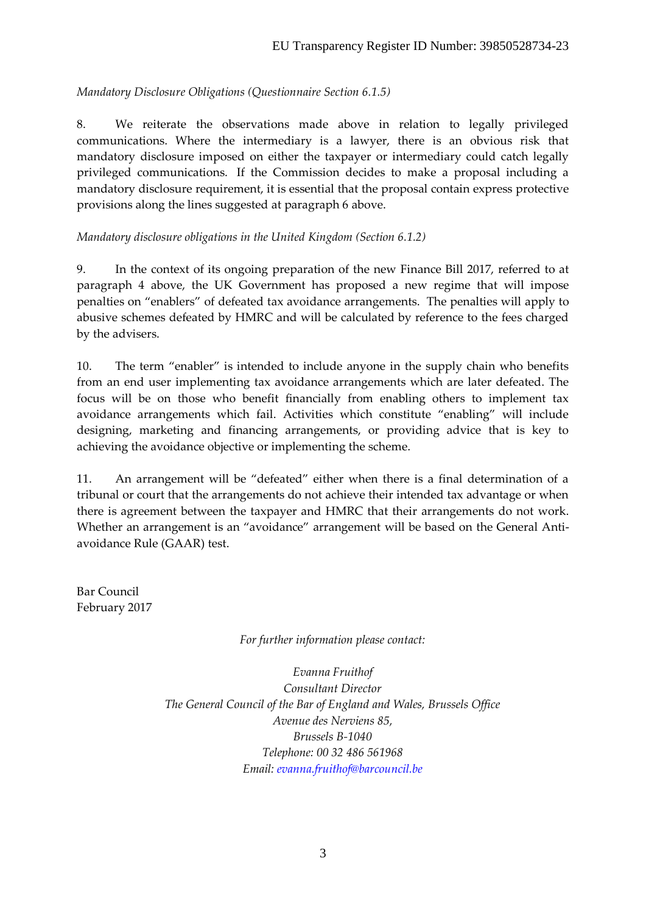EU Transparency Register ID Number: 39850528734-23

*Mandatory Disclosure Obligations (Questionnaire Section 6.1.5)*

8. We reiterate the observations made above in relation to legally privileged communications. Where the intermediary is a lawyer, there is an obvious risk that mandatory disclosure imposed on either the taxpayer or intermediary could catch legally privileged communications. If the Commission decides to make a proposal including a mandatory disclosure requirement, it is essential that the proposal contain express protective provisions along the lines suggested at paragraph 6 above.

*Mandatory disclosure obligations in the United Kingdom (Section 6.1.2)*

9. In the context of its ongoing preparation of the new Finance Bill 2017, referred to at paragraph 4 above, the UK Government has proposed a new regime that will impose penalties on "enablers" of defeated tax avoidance arrangements. The penalties will apply to abusive schemes defeated by HMRC and will be calculated by reference to the fees charged by the advisers.

10. The term "enabler" is intended to include anyone in the supply chain who benefits from an end user implementing tax avoidance arrangements which are later defeated. The focus will be on those who benefit financially from enabling others to implement tax avoidance arrangements which fail. Activities which constitute "enabling" will include designing, marketing and financing arrangements, or providing advice that is key to achieving the avoidance objective or implementing the scheme.

11. An arrangement will be "defeated" either when there is a final determination of a tribunal or court that the arrangements do not achieve their intended tax advantage or when there is agreement between the taxpayer and HMRC that their arrangements do not work. Whether an arrangement is an "avoidance" arrangement will be based on the General Anti-avoidance Rule (GAAR) test.

Bar Council
February 2017

*For further information please contact:*

*Evanna Fruithof*
*Consultant Director*
*The General Council of the Bar of England and Wales, Brussels Office*
*Avenue des Nerviens 85,*
*Brussels B-1040*
*Telephone: 00 32 486 561968*
*Email: evanna.fruithof@barcouncil.be*